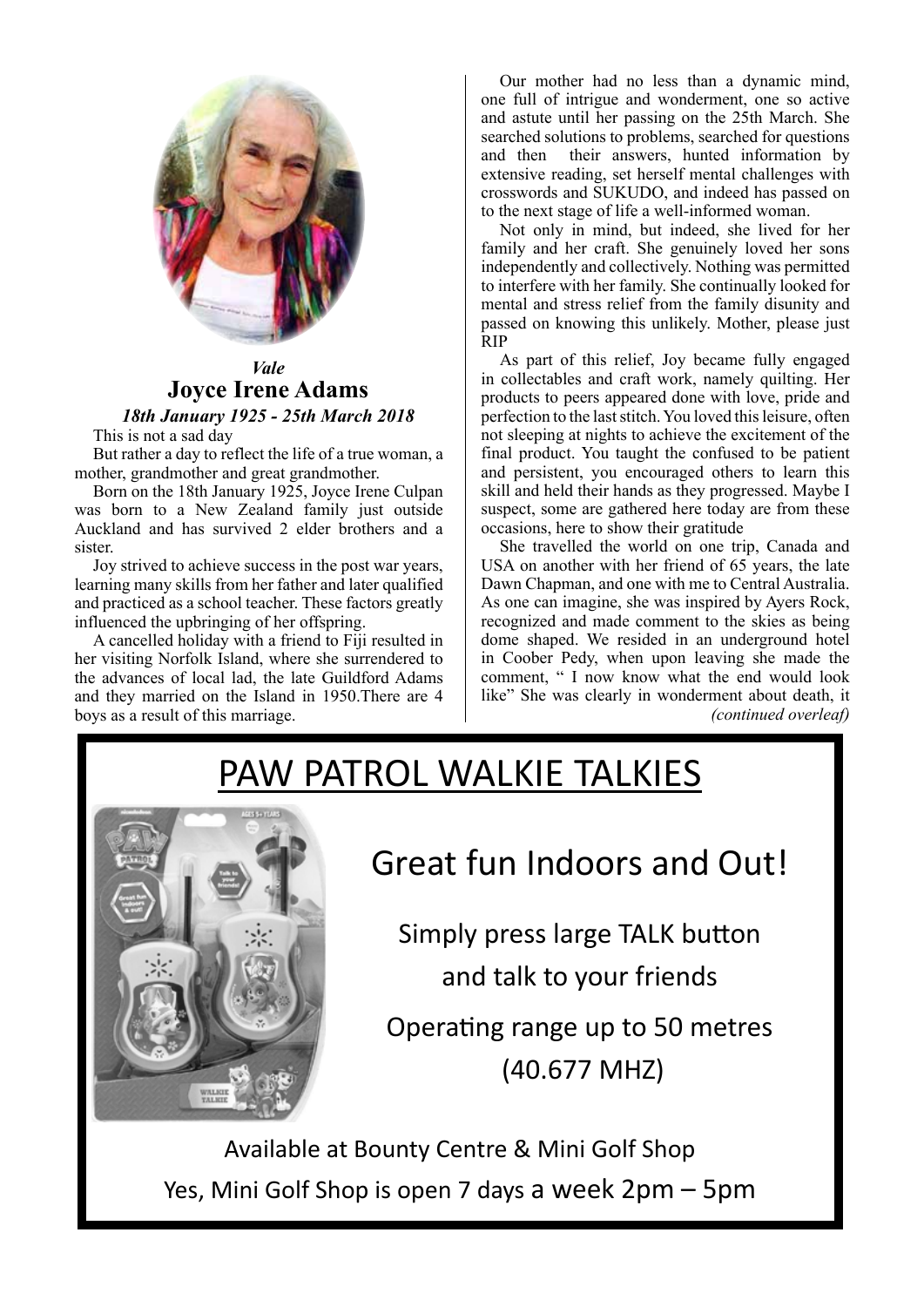*Vale*

## Joyce Irene Adams

*18th January 1925 - 25th March 2018*

This is not a sad day

But rather a day to reflect the life of a true woman, a mother, grandmother and great grandmother.

Born on the 18th January 1925, Joyce Irene Culpan was born to a New Zealand family just outside Auckland and has survived 2 elder brothers and a sister.

Joy strived to achieve success in the post war years, learning many skills from her father and later qualified and practiced as a school teacher. These factors greatly influenced the upbringing of her offspring.

A cancelled holiday with a friend to Fiji resulted in her visiting Norfolk Island, where she surrendered to the advances of local lad, the late Guildford Adams and they married on the Island in 1950.There are 4 boys as a result of this marriage.

Our mother had no less than a dynamic mind, one full of intrigue and wonderment, one so active and astute until her passing on the 25th March. She searched solutions to problems, searched for questions and then their answers, hunted information by extensive reading, set herself mental challenges with crosswords and SUKUDO, and indeed has passed on to the next stage of life a well-informed woman.

Not only in mind, but indeed, she lived for her family and her craft. She genuinely loved her sons independently and collectively. Nothing was permitted to interfere with her family. She continually looked for mental and stress relief from the family disunity and passed on knowing this unlikely. Mother, please just RIP

As part of this relief, Joy became fully engaged in collectables and craft work, namely quilting. Her products to peers appeared done with love, pride and perfection to the last stitch. You loved this leisure, often not sleeping at nights to achieve the excitement of the final product. You taught the confused to be patient and persistent, you encouraged others to learn this skill and held their hands as they progressed. Maybe I suspect, some are gathered here today are from these occasions, here to show their gratitude

She travelled the world on one trip, Canada and USA on another with her friend of 65 years, the late Dawn Chapman, and one with me to Central Australia. As one can imagine, she was inspired by Ayers Rock, recognized and made comment to the skies as being dome shaped. We resided in an underground hotel in Coober Pedy, when upon leaving she made the comment, " I now know what the end would look like" She was clearly in wonderment about death, it

*(continued overleaf)*

## PAW PATROL WALKIE TALKIES

Great fun Indoors and Out!

Simply press large TALK button and talk to your friends

Operating range up to 50 metres (40.677 MHZ)

Available at Bounty Centre & Mini Golf Shop

Yes, Mini Golf Shop is open 7 days a week 2pm – 5pm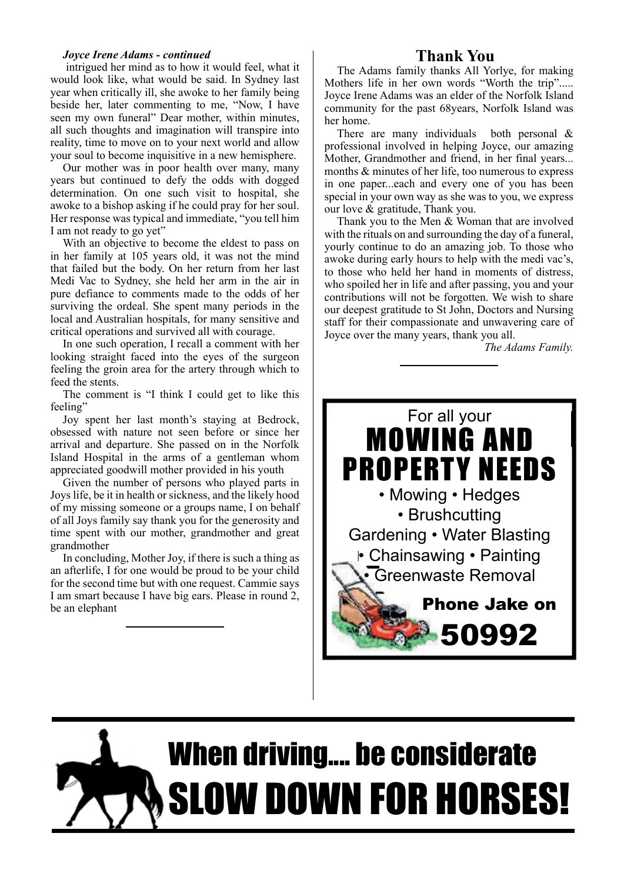***Joyce Irene Adams - continued***

intrigued her mind as to how it would feel, what it would look like, what would be said. In Sydney last year when critically ill, she awoke to her family being beside her, later commenting to me, "Now, I have seen my own funeral" Dear mother, within minutes, all such thoughts and imagination will transpire into reality, time to move on to your next world and allow your soul to become inquisitive in a new hemisphere.

Our mother was in poor health over many, many years but continued to defy the odds with dogged determination. On one such visit to hospital, she awoke to a bishop asking if he could pray for her soul. Her response was typical and immediate, "you tell him I am not ready to go yet"

With an objective to become the eldest to pass on in her family at 105 years old, it was not the mind that failed but the body. On her return from her last Medi Vac to Sydney, she held her arm in the air in pure defiance to comments made to the odds of her surviving the ordeal. She spent many periods in the local and Australian hospitals, for many sensitive and critical operations and survived all with courage.

In one such operation, I recall a comment with her looking straight faced into the eyes of the surgeon feeling the groin area for the artery through which to feed the stents.

The comment is "I think I could get to like this feeling"

Joy spent her last month's staying at Bedrock, obsessed with nature not seen before or since her arrival and departure. She passed on in the Norfolk Island Hospital in the arms of a gentleman whom appreciated goodwill mother provided in his youth

Given the number of persons who played parts in Joys life, be it in health or sickness, and the likely hood of my missing someone or a groups name, I on behalf of all Joys family say thank you for the generosity and time spent with our mother, grandmother and great grandmother

In concluding, Mother Joy, if there is such a thing as an afterlife, I for one would be proud to be your child for the second time but with one request. Cammie says I am smart because I have big ears. Please in round 2, be an elephant

---

## Thank You

The Adams family thanks All Yorlye, for making Mothers life in her own words "Worth the trip"..... Joyce Irene Adams was an elder of the Norfolk Island community for the past 68years, Norfolk Island was her home.

There are many individuals both personal & professional involved in helping Joyce, our amazing Mother, Grandmother and friend, in her final years... months & minutes of her life, too numerous to express in one paper...each and every one of you has been special in your own way as she was to you, we express our love & gratitude, Thank you.

Thank you to the Men & Woman that are involved with the rituals on and surrounding the day of a funeral, yourly continue to do an amazing job. To those who awoke during early hours to help with the medi vac's, to those who held her hand in moments of distress, who spoiled her in life and after passing, you and your contributions will not be forgotten. We wish to share our deepest gratitude to St John, Doctors and Nursing staff for their compassionate and unwavering care of Joyce over the many years, thank you all.

*The Adams Family.*

---

For all your

**MOWING AND PROPERTY NEEDS**

• Mowing • Hedges
• Brushcutting
Gardening • Water Blasting
• Chainsawing • Painting
• Greenwaste Removal

**Phone Jake on**

**50992**

---

**When driving.... be considerate**

**SLOW DOWN FOR HORSES!**